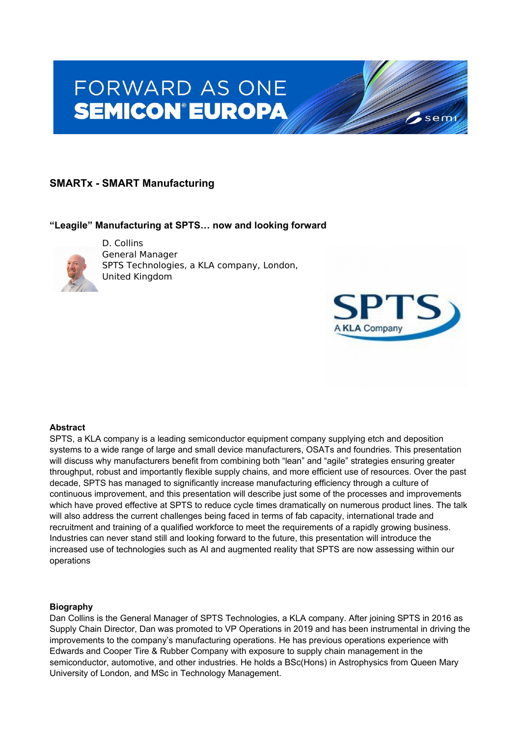## SMARTx - SMART Manufacturing

### "Leagile" Manufacturing at SPTS… now and looking forward

D. Collins
General Manager
SPTS Technologies, a KLA company, London, United Kingdom

**Abstract**

SPTS, a KLA company is a leading semiconductor equipment company supplying etch and deposition systems to a wide range of large and small device manufacturers, OSATs and foundries. This presentation will discuss why manufacturers benefit from combining both "lean" and "agile" strategies ensuring greater throughput, robust and importantly flexible supply chains, and more efficient use of resources. Over the past decade, SPTS has managed to significantly increase manufacturing efficiency through a culture of continuous improvement, and this presentation will describe just some of the processes and improvements which have proved effective at SPTS to reduce cycle times dramatically on numerous product lines. The talk will also address the current challenges being faced in terms of fab capacity, international trade and recruitment and training of a qualified workforce to meet the requirements of a rapidly growing business. Industries can never stand still and looking forward to the future, this presentation will introduce the increased use of technologies such as AI and augmented reality that SPTS are now assessing within our operations

**Biography**

Dan Collins is the General Manager of SPTS Technologies, a KLA company. After joining SPTS in 2016 as Supply Chain Director, Dan was promoted to VP Operations in 2019 and has been instrumental in driving the improvements to the company's manufacturing operations. He has previous operations experience with Edwards and Cooper Tire & Rubber Company with exposure to supply chain management in the semiconductor, automotive, and other industries. He holds a BSc(Hons) in Astrophysics from Queen Mary University of London, and MSc in Technology Management.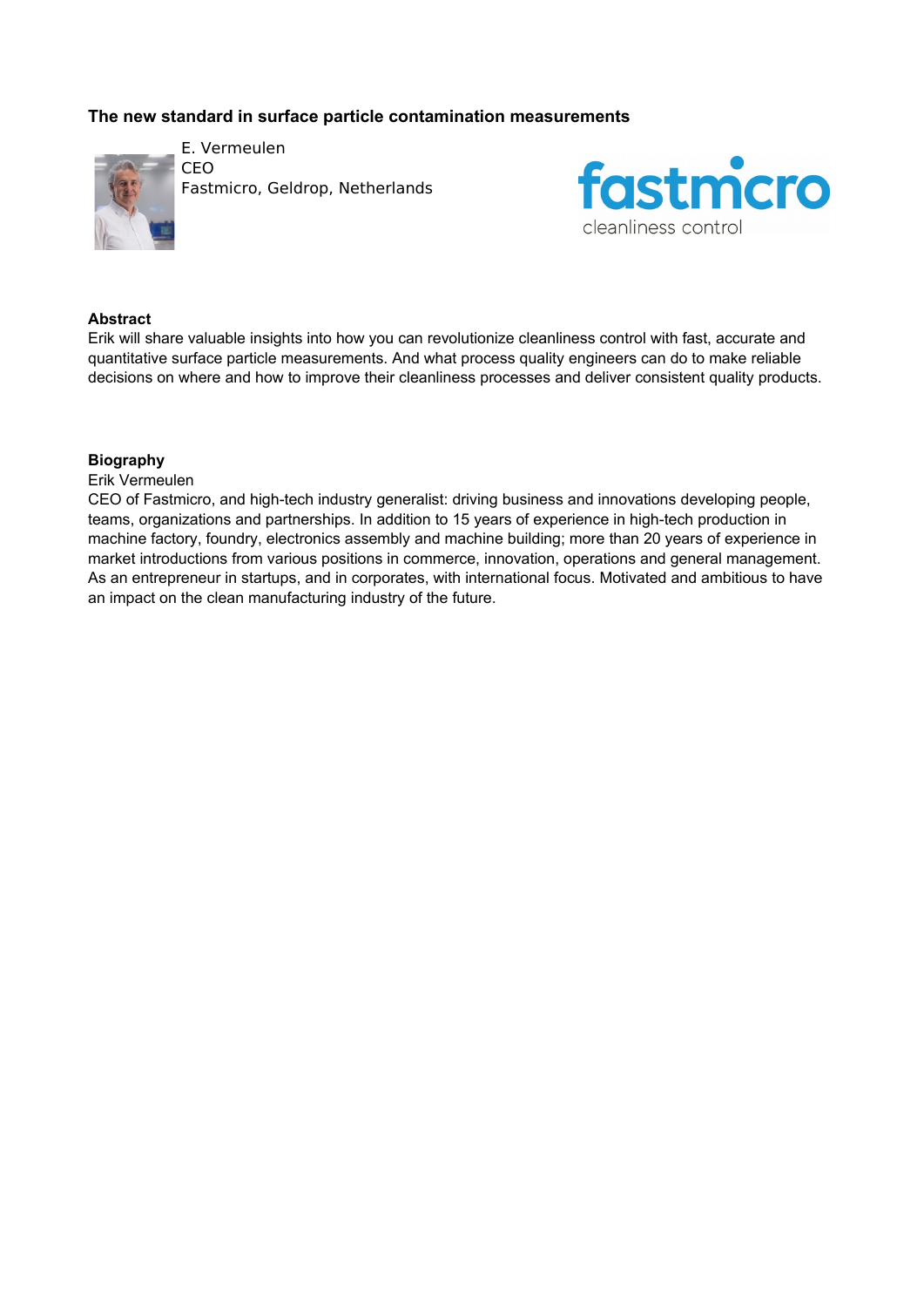## The new standard in surface particle contamination measurements

E. Vermeulen
CEO
Fastmicro, Geldrop, Netherlands

fastmicro
cleanliness control

### Abstract

Erik will share valuable insights into how you can revolutionize cleanliness control with fast, accurate and quantitative surface particle measurements. And what process quality engineers can do to make reliable decisions on where and how to improve their cleanliness processes and deliver consistent quality products.

### Biography

Erik Vermeulen

CEO of Fastmicro, and high-tech industry generalist: driving business and innovations developing people, teams, organizations and partnerships. In addition to 15 years of experience in high-tech production in machine factory, foundry, electronics assembly and machine building; more than 20 years of experience in market introductions from various positions in commerce, innovation, operations and general management. As an entrepreneur in startups, and in corporates, with international focus. Motivated and ambitious to have an impact on the clean manufacturing industry of the future.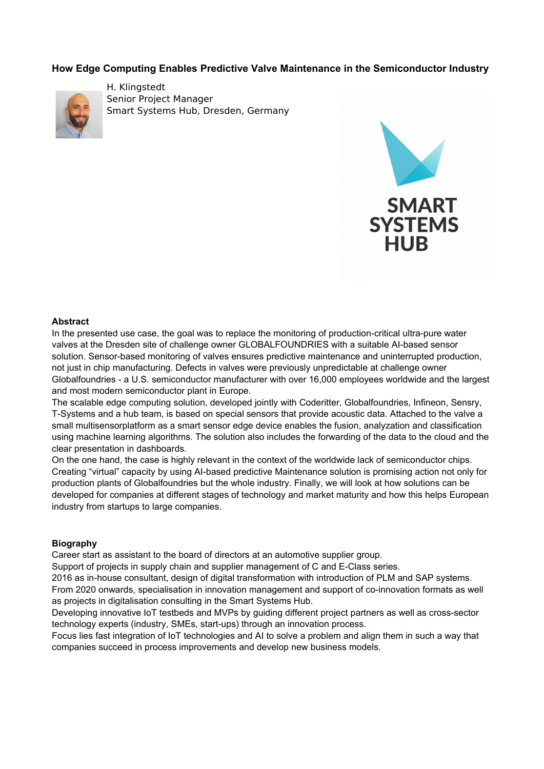## How Edge Computing Enables Predictive Valve Maintenance in the Semiconductor Industry

H. Klingstedt
Senior Project Manager
Smart Systems Hub, Dresden, Germany

### Abstract

In the presented use case, the goal was to replace the monitoring of production-critical ultra-pure water valves at the Dresden site of challenge owner GLOBALFOUNDRIES with a suitable AI-based sensor solution. Sensor-based monitoring of valves ensures predictive maintenance and uninterrupted production, not just in chip manufacturing. Defects in valves were previously unpredictable at challenge owner Globalfoundries - a U.S. semiconductor manufacturer with over 16,000 employees worldwide and the largest and most modern semiconductor plant in Europe.
The scalable edge computing solution, developed jointly with Coderitter, Globalfoundries, Infineon, Sensry, T-Systems and a hub team, is based on special sensors that provide acoustic data. Attached to the valve a small multisensorplatform as a smart sensor edge device enables the fusion, analyzation and classification using machine learning algorithms. The solution also includes the forwarding of the data to the cloud and the clear presentation in dashboards.
On the one hand, the case is highly relevant in the context of the worldwide lack of semiconductor chips. Creating "virtual" capacity by using AI-based predictive Maintenance solution is promising action not only for production plants of Globalfoundries but the whole industry. Finally, we will look at how solutions can be developed for companies at different stages of technology and market maturity and how this helps European industry from startups to large companies.

### Biography

Career start as assistant to the board of directors at an automotive supplier group.
Support of projects in supply chain and supplier management of C and E-Class series.
2016 as in-house consultant, design of digital transformation with introduction of PLM and SAP systems.
From 2020 onwards, specialisation in innovation management and support of co-innovation formats as well as projects in digitalisation consulting in the Smart Systems Hub.
Developing innovative IoT testbeds and MVPs by guiding different project partners as well as cross-sector technology experts (industry, SMEs, start-ups) through an innovation process.
Focus lies fast integration of IoT technologies and AI to solve a problem and align them in such a way that companies succeed in process improvements and develop new business models.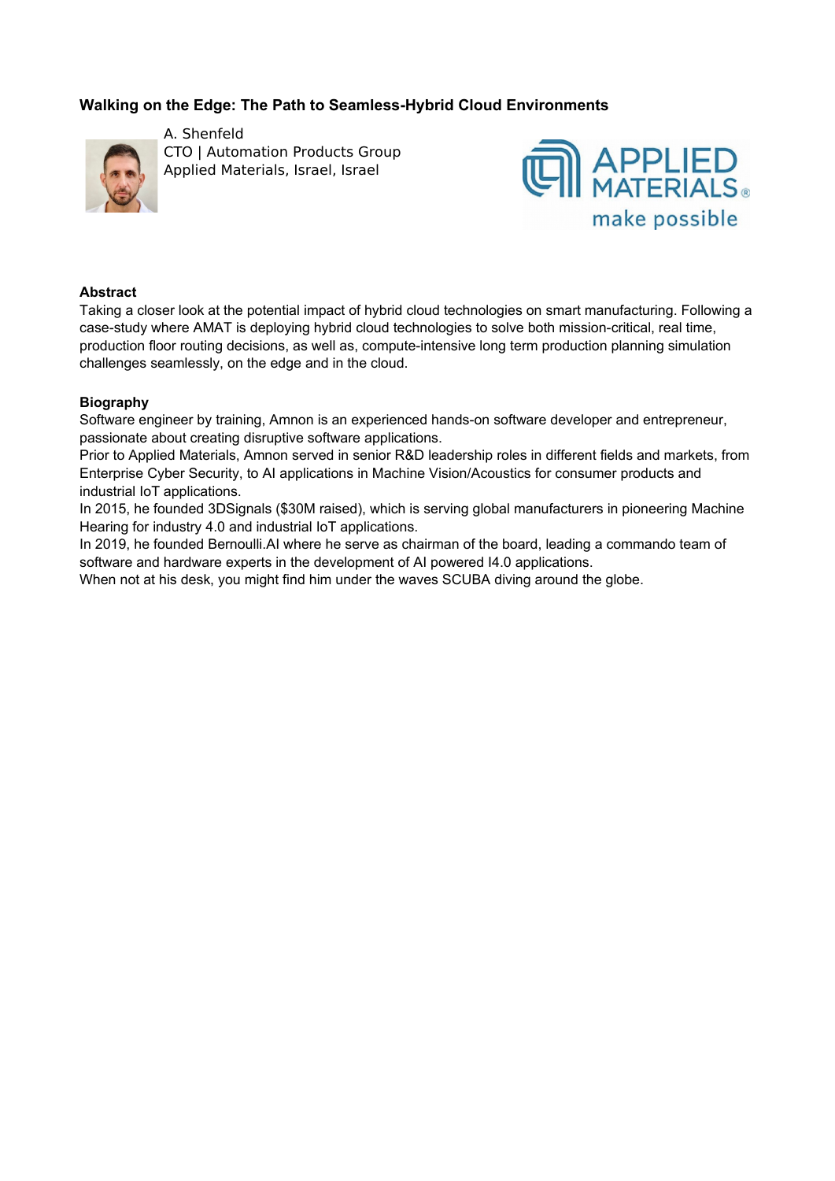## Walking on the Edge: The Path to Seamless-Hybrid Cloud Environments

A. Shenfeld
CTO | Automation Products Group
Applied Materials, Israel, Israel

### Abstract

Taking a closer look at the potential impact of hybrid cloud technologies on smart manufacturing. Following a case-study where AMAT is deploying hybrid cloud technologies to solve both mission-critical, real time, production floor routing decisions, as well as, compute-intensive long term production planning simulation challenges seamlessly, on the edge and in the cloud.

### Biography

Software engineer by training, Amnon is an experienced hands-on software developer and entrepreneur, passionate about creating disruptive software applications.
Prior to Applied Materials, Amnon served in senior R&D leadership roles in different fields and markets, from Enterprise Cyber Security, to AI applications in Machine Vision/Acoustics for consumer products and industrial IoT applications.
In 2015, he founded 3DSignals ($30M raised), which is serving global manufacturers in pioneering Machine Hearing for industry 4.0 and industrial IoT applications.
In 2019, he founded Bernoulli.AI where he serve as chairman of the board, leading a commando team of software and hardware experts in the development of AI powered I4.0 applications.
When not at his desk, you might find him under the waves SCUBA diving around the globe.